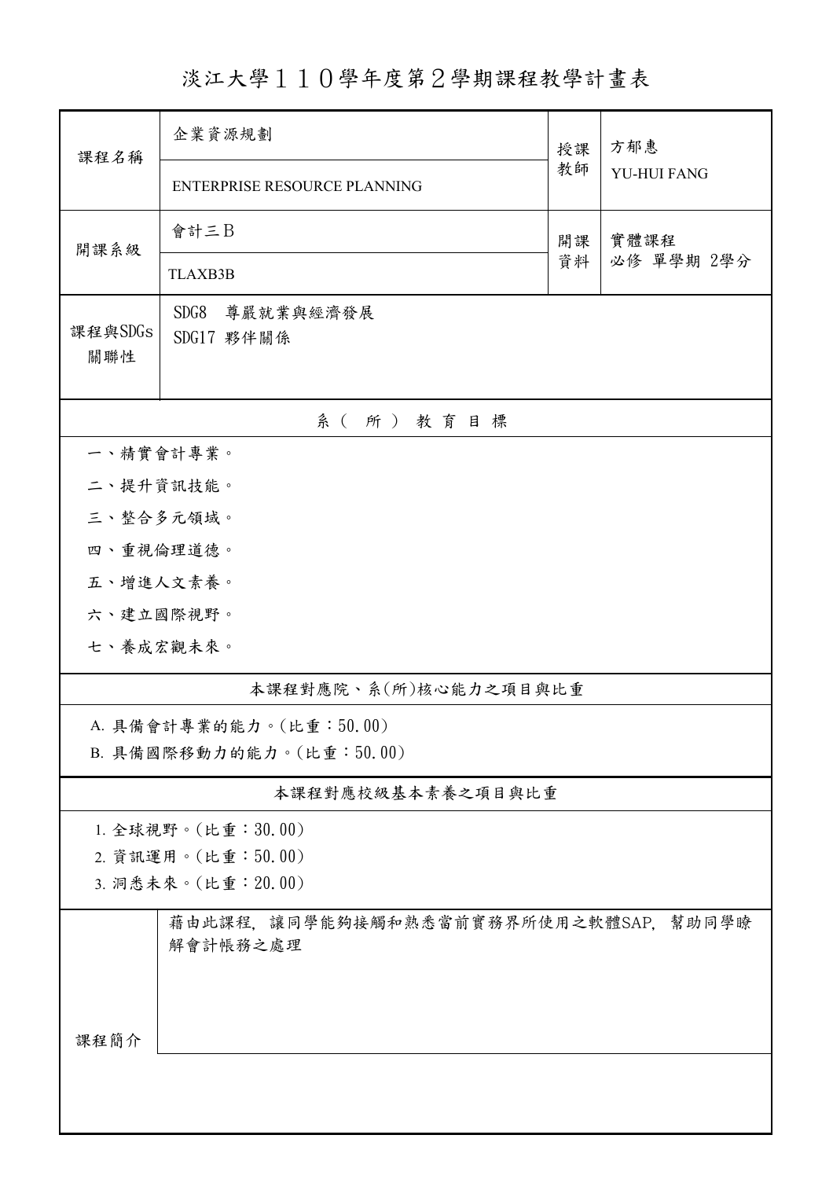# 淡江大學１１０學年度第２學期課程教學計畫表

| 課程名稱 | 企業資源規劃 | 授課教師 | 方郁惠 |
|---|---|---|---|
| | ENTERPRISE RESOURCE PLANNING | | YU-HUI FANG |
| 開課系級 | 會計三Ｂ | 開課資料 | 實體課程<br>必修 單學期 2學分 |
| | TLAXB3B | | |
| 課程與SDGs關聯性 | SDG8 尊嚴就業與經濟發展<br>SDG17 夥伴關係 | | |

## 系（所）教育目標

一、精實會計專業。

二、提升資訊技能。

三、整合多元領域。

四、重視倫理道德。

五、增進人文素養。

六、建立國際視野。

七、養成宏觀未來。

## 本課程對應院、系(所)核心能力之項目與比重

A. 具備會計專業的能力。(比重：50.00)

B. 具備國際移動力的能力。(比重：50.00)

## 本課程對應校級基本素養之項目與比重

1. 全球視野。(比重：30.00)
2. 資訊運用。(比重：50.00)
3. 洞悉未來。(比重：20.00)

| 課程簡介 | 藉由此課程，讓同學能夠接觸和熟悉當前實務界所使用之軟體SAP，幫助同學瞭解會計帳務之處理 |
|---|---|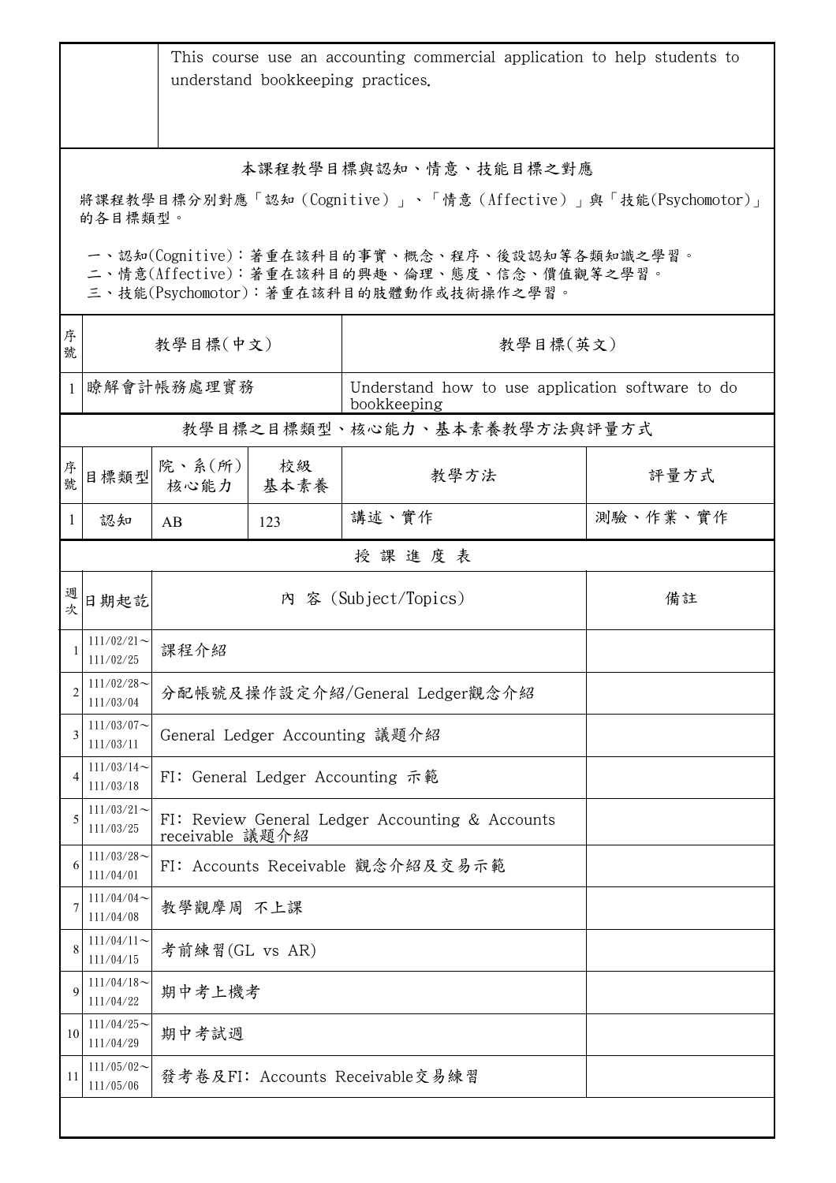| | This course use an accounting commercial application to help students to understand bookkeeping practices. |
|---|---|

## 本課程教學目標與認知、情意、技能目標之對應

將課程教學目標分別對應「認知（Cognitive）」、「情意（Affective）」與「技能(Psychomotor)」的各目標類型。

一、認知(Cognitive)：著重在該科目的事實、概念、程序、後設認知等各類知識之學習。
二、情意(Affective)：著重在該科目的興趣、倫理、態度、信念、價值觀等之學習。
三、技能(Psychomotor)：著重在該科目的肢體動作或技術操作之學習。

| 序號 | 教學目標(中文) | 教學目標(英文) |
|---|---|---|
| 1 | 瞭解會計帳務處理實務 | Understand how to use application software to do bookkeeping |

## 教學目標之目標類型、核心能力、基本素養教學方法與評量方式

| 序號 | 目標類型 | 院、系(所)核心能力 | 校級基本素養 | 教學方法 | 評量方式 |
|---|---|---|---|---|---|
| 1 | 認知 | AB | 123 | 講述、實作 | 測驗、作業、實作 |

## 授 課 進 度 表

| 週次 | 日期起訖 | 內 容 (Subject/Topics) | 備註 |
|---|---|---|---|
| 1 | 111/02/21～111/02/25 | 課程介紹 | |
| 2 | 111/02/28～111/03/04 | 分配帳號及操作設定介紹/General Ledger觀念介紹 | |
| 3 | 111/03/07～111/03/11 | General Ledger Accounting 議題介紹 | |
| 4 | 111/03/14～111/03/18 | FI: General Ledger Accounting 示範 | |
| 5 | 111/03/21～111/03/25 | FI: Review General Ledger Accounting & Accounts receivable 議題介紹 | |
| 6 | 111/03/28～111/04/01 | FI: Accounts Receivable 觀念介紹及交易示範 | |
| 7 | 111/04/04～111/04/08 | 教學觀摩周 不上課 | |
| 8 | 111/04/11～111/04/15 | 考前練習(GL vs AR) | |
| 9 | 111/04/18～111/04/22 | 期中考上機考 | |
| 10 | 111/04/25～111/04/29 | 期中考試週 | |
| 11 | 111/05/02～111/05/06 | 發考卷及FI: Accounts Receivable交易練習 | |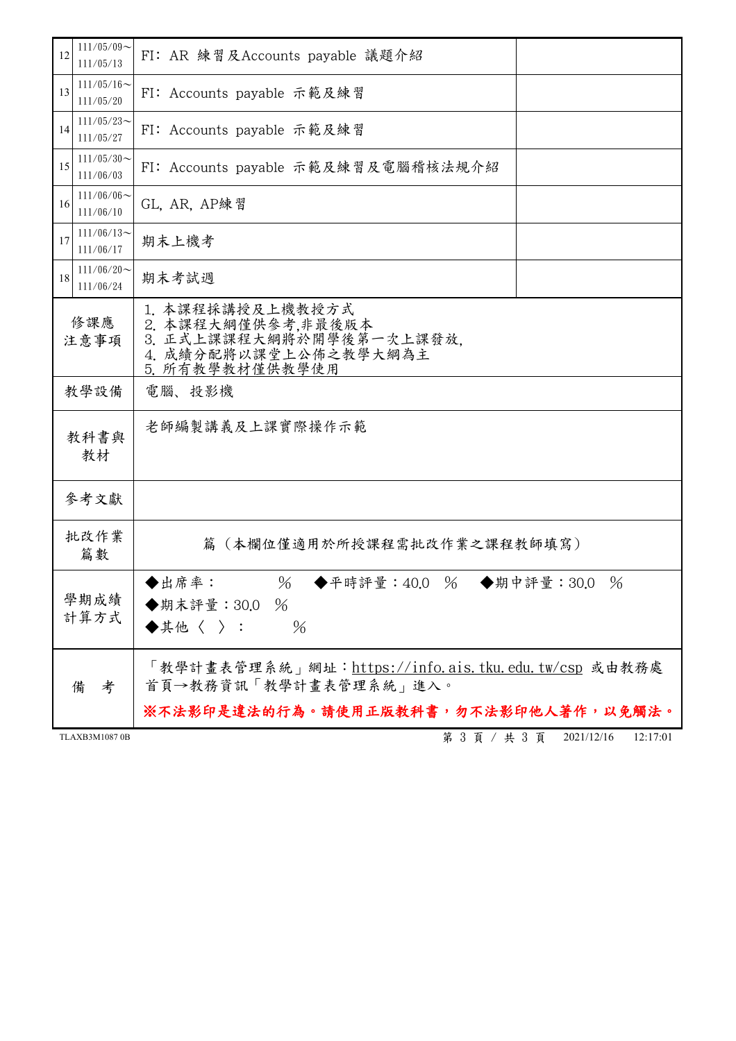| | | | |
|---|---|---|---|
| 12 | 111/05/09～<br>111/05/13 | FI: AR 練習及Accounts payable 議題介紹 | |
| 13 | 111/05/16～<br>111/05/20 | FI: Accounts payable 示範及練習 | |
| 14 | 111/05/23～<br>111/05/27 | FI: Accounts payable 示範及練習 | |
| 15 | 111/05/30～<br>111/06/03 | FI: Accounts payable 示範及練習及電腦稽核法規介紹 | |
| 16 | 111/06/06～<br>111/06/10 | GL, AR, AP練習 | |
| 17 | 111/06/13～<br>111/06/17 | 期末上機考 | |
| 18 | 111/06/20～<br>111/06/24 | 期末考試週 | |

| | |
|---|---|
| 修課應注意事項 | 1. 本課程採講授及上機教授方式<br>2. 本課程大綱僅供參考,非最後版本<br>3. 正式上課課程大綱將於開學後第一次上課發放,<br>4. 成績分配將以課堂上公佈之教學大綱為主<br>5. 所有教學教材僅供教學使用 |
| 教學設備 | 電腦、投影機 |
| 教科書與教材 | 老師編製講義及上課實際操作示範 |
| 參考文獻 | |
| 批改作業篇數 | 篇（本欄位僅適用於所授課程需批改作業之課程教師填寫） |
| 學期成績計算方式 | ◆出席率：　　% ◆平時評量：40.0 % ◆期中評量：30.0 %<br>◆期末評量：30.0 %<br>◆其他〈 〉：　　% |
| 備　考 | 「教學計畫表管理系統」網址：https://info.ais.tku.edu.tw/csp 或由教務處首頁→教務資訊「教學計畫表管理系統」進入。<br>**※不法影印是違法的行為。請使用正版教科書，勿不法影印他人著作，以免觸法。** |

TLAXB3M1087 0B